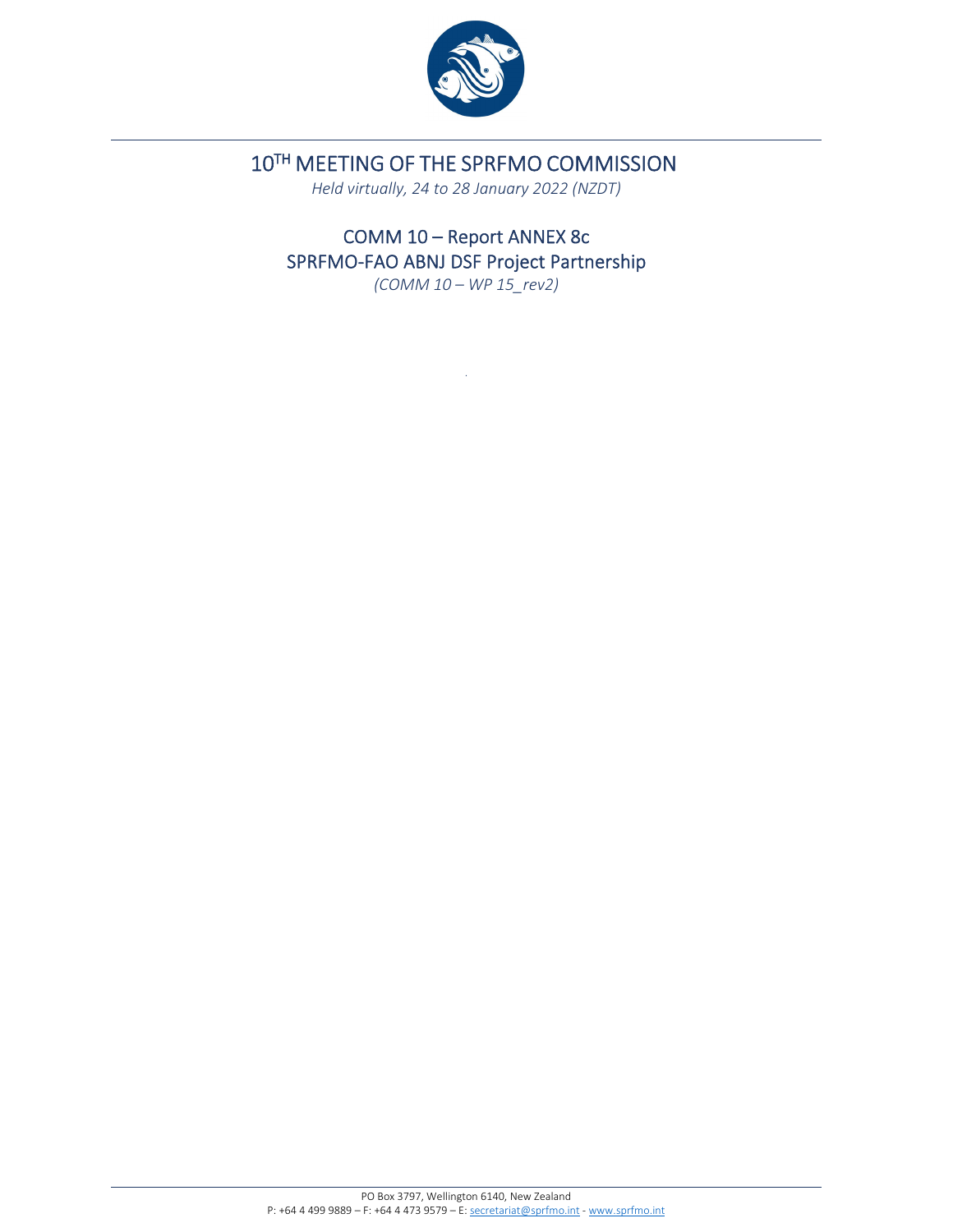# 10TH MEETING OF THE SPRFMO COMMISSION

*Held virtually, 24 to 28 January 2022 (NZDT)*

## COMM 10 – Report ANNEX 8c
## SPRFMO-FAO ABNJ DSF Project Partnership

*(COMM 10 – WP 15_rev2)*

PO Box 3797, Wellington 6140, New Zealand
P: +64 4 499 9889 – F: +64 4 473 9579 – E: secretariat@sprfmo.int - www.sprfmo.int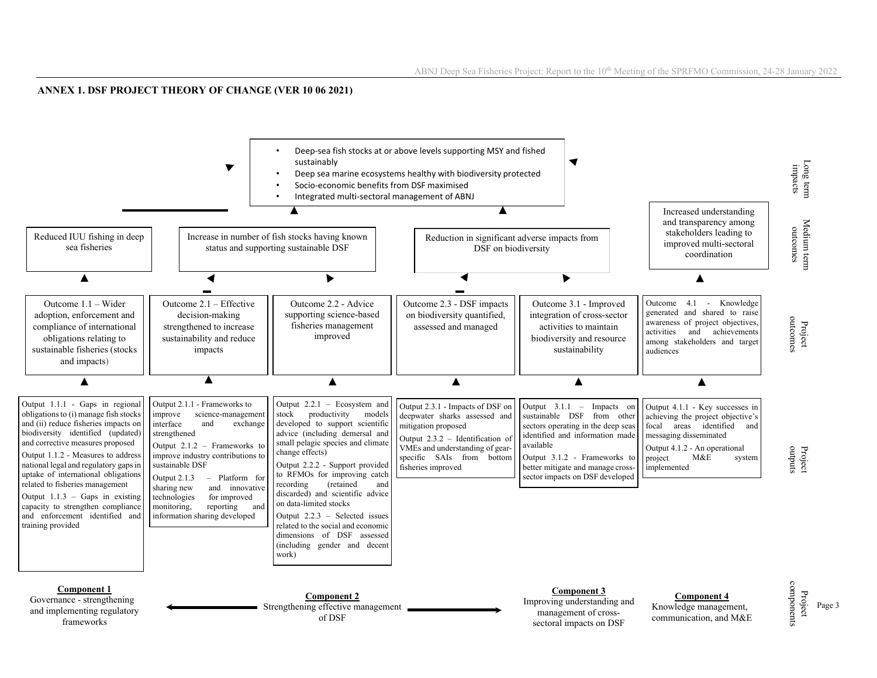## ANNEX 1. DSF PROJECT THEORY OF CHANGE (VER 10 06 2021)

**Long term impacts**

- Deep-sea fish stocks at or above levels supporting MSY and fished sustainably
- Deep sea marine ecosystems healthy with biodiversity protected
- Socio-economic benefits from DSF maximised
- Integrated multi-sectoral management of ABNJ

**Medium term outcomes**

- Reduced IUU fishing in deep sea fisheries
- Increase in number of fish stocks having known status and supporting sustainable DSF
- Reduction in significant adverse impacts from DSF on biodiversity
- Increased understanding and transparency among stakeholders leading to improved multi-sectoral coordination

**Project outcomes**

- Outcome 1.1 – Wider adoption, enforcement and compliance of international obligations relating to sustainable fisheries (stocks and impacts)
- Outcome 2.1 – Effective decision-making strengthened to increase sustainability and reduce impacts
- Outcome 2.2 - Advice supporting science-based fisheries management improved
- Outcome 2.3 - DSF impacts on biodiversity quantified, assessed and managed
- Outcome 3.1 - Improved integration of cross-sector activities to maintain biodiversity and resource sustainability
- Outcome 4.1 - Knowledge generated and shared to raise awareness of project objectives, activities and achievements among stakeholders and target audiences

**Project outputs**

- Output 1.1.1 - Gaps in regional obligations to (i) manage fish stocks and (ii) reduce fisheries impacts on biodiversity identified (updated) and corrective measures proposed
- Output 1.1.2 - Measures to address national legal and regulatory gaps in uptake of international obligations related to fisheries management
- Output 1.1.3 – Gaps in existing capacity to strengthen compliance and enforcement identified and training provided
- Output 2.1.1 - Frameworks to improve science-management interface and exchange strengthened
- Output 2.1.2 – Frameworks to improve industry contributions to sustainable DSF
- Output 2.1.3 – Platform for sharing new and innovative technologies for improved monitoring, reporting and information sharing developed
- Output 2.2.1 – Ecosystem and stock productivity models developed to support scientific advice (including demersal and small pelagic species and climate change effects)
- Output 2.2.2 - Support provided to RFMOs for improving catch recording (retained and discarded) and scientific advice on data-limited stocks
- Output 2.2.3 – Selected issues related to the social and economic dimensions of DSF assessed (including gender and decent work)
- Output 2.3.1 - Impacts of DSF on deepwater sharks assessed and mitigation proposed
- Output 2.3.2 – Identification of VMEs and understanding of gear-specific SAIs from bottom fisheries improved
- Output 3.1.1 – Impacts on sustainable DSF from other sectors operating in the deep seas identified and information made available
- Output 3.1.2 - Frameworks to better mitigate and manage cross-sector impacts on DSF developed
- Output 4.1.1 - Key successes in achieving the project objective's focal areas identified and messaging disseminated
- Output 4.1.2 - An operational project M&E system implemented

**Project components**

- **Component 1** Governance - strengthening and implementing regulatory frameworks
- **Component 2** Strengthening effective management of DSF
- **Component 3** Improving understanding and management of cross-sectoral impacts on DSF
- **Component 4** Knowledge management, communication, and M&E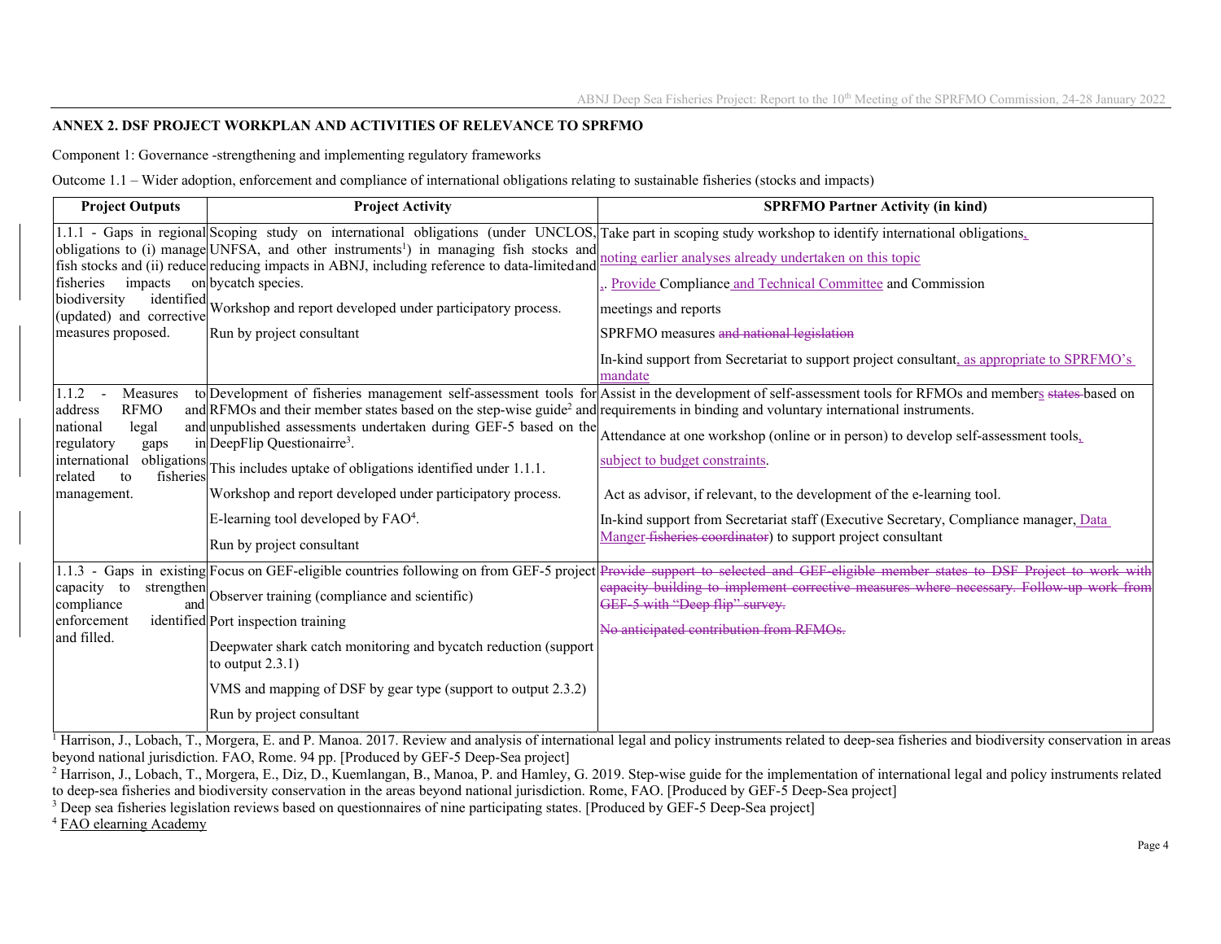## ANNEX 2. DSF PROJECT WORKPLAN AND ACTIVITIES OF RELEVANCE TO SPRFMO

Component 1: Governance -strengthening and implementing regulatory frameworks

Outcome 1.1 – Wider adoption, enforcement and compliance of international obligations relating to sustainable fisheries (stocks and impacts)

| Project Outputs | Project Activity | SPRFMO Partner Activity (in kind) |
|---|---|---|
| 1.1.1 - Gaps in regional obligations to (i) manage fish stocks and (ii) reduce fisheries impacts on biodiversity identified (updated) and corrective measures proposed. | Scoping study on international obligations (under UNCLOS, UNFSA, and other instruments[1]) in managing fish stocks and reducing impacts in ABNJ, including reference to data-limited and bycatch species.<br><br>Workshop and report developed under participatory process.<br><br>Run by project consultant | Take part in scoping study workshop to identify international obligations, noting earlier analyses already undertaken on this topic<br><br>.. Provide Compliance and Technical Committee and Commission meetings and reports<br><br>SPRFMO measures ~~and national legislation~~<br><br>In-kind support from Secretariat to support project consultant, as appropriate to SPRFMO's mandate |
| 1.1.2 - Measures to address RFMO and national legal and regulatory gaps in international obligations related to fisheries management. | Development of fisheries management self-assessment tools for RFMOs and their member states based on the step-wise guide[2] and unpublished assessments undertaken during GEF-5 based on the DeepFlip Questionairre[3].<br><br>This includes uptake of obligations identified under 1.1.1.<br><br>Workshop and report developed under participatory process.<br><br>E-learning tool developed by FAO[4].<br><br>Run by project consultant | Assist in the development of self-assessment tools for RFMOs and members ~~states~~ based on requirements in binding and voluntary international instruments.<br><br>Attendance at one workshop (online or in person) to develop self-assessment tools, subject to budget constraints.<br><br>Act as advisor, if relevant, to the development of the e-learning tool.<br><br>In-kind support from Secretariat staff (Executive Secretary, Compliance manager, Data Manger ~~fisheries coordinator~~) to support project consultant |
| 1.1.3 - Gaps in existing capacity to strengthen compliance and enforcement identified and filled. | Focus on GEF-eligible countries following on from GEF-5 project<br><br>Observer training (compliance and scientific)<br><br>Port inspection training<br><br>Deepwater shark catch monitoring and bycatch reduction (support to output 2.3.1)<br><br>VMS and mapping of DSF by gear type (support to output 2.3.2)<br><br>Run by project consultant | ~~Provide support to selected and GEF-eligible member states to DSF Project to work with capacity building to implement corrective measures where necessary. Follow-up work from GEF-5 with "Deep flip" survey.~~<br><br>~~No anticipated contribution from RFMOs.~~ |

[1] Harrison, J., Lobach, T., Morgera, E. and P. Manoa. 2017. Review and analysis of international legal and policy instruments related to deep-sea fisheries and biodiversity conservation in areas beyond national jurisdiction. FAO, Rome. 94 pp. [Produced by GEF-5 Deep-Sea project]

[2] Harrison, J., Lobach, T., Morgera, E., Diz, D., Kuemlangan, B., Manoa, P. and Hamley, G. 2019. Step-wise guide for the implementation of international legal and policy instruments related to deep-sea fisheries and biodiversity conservation in the areas beyond national jurisdiction. Rome, FAO. [Produced by GEF-5 Deep-Sea project]

[3] Deep sea fisheries legislation reviews based on questionnaires of nine participating states. [Produced by GEF-5 Deep-Sea project]

[4] FAO elearning Academy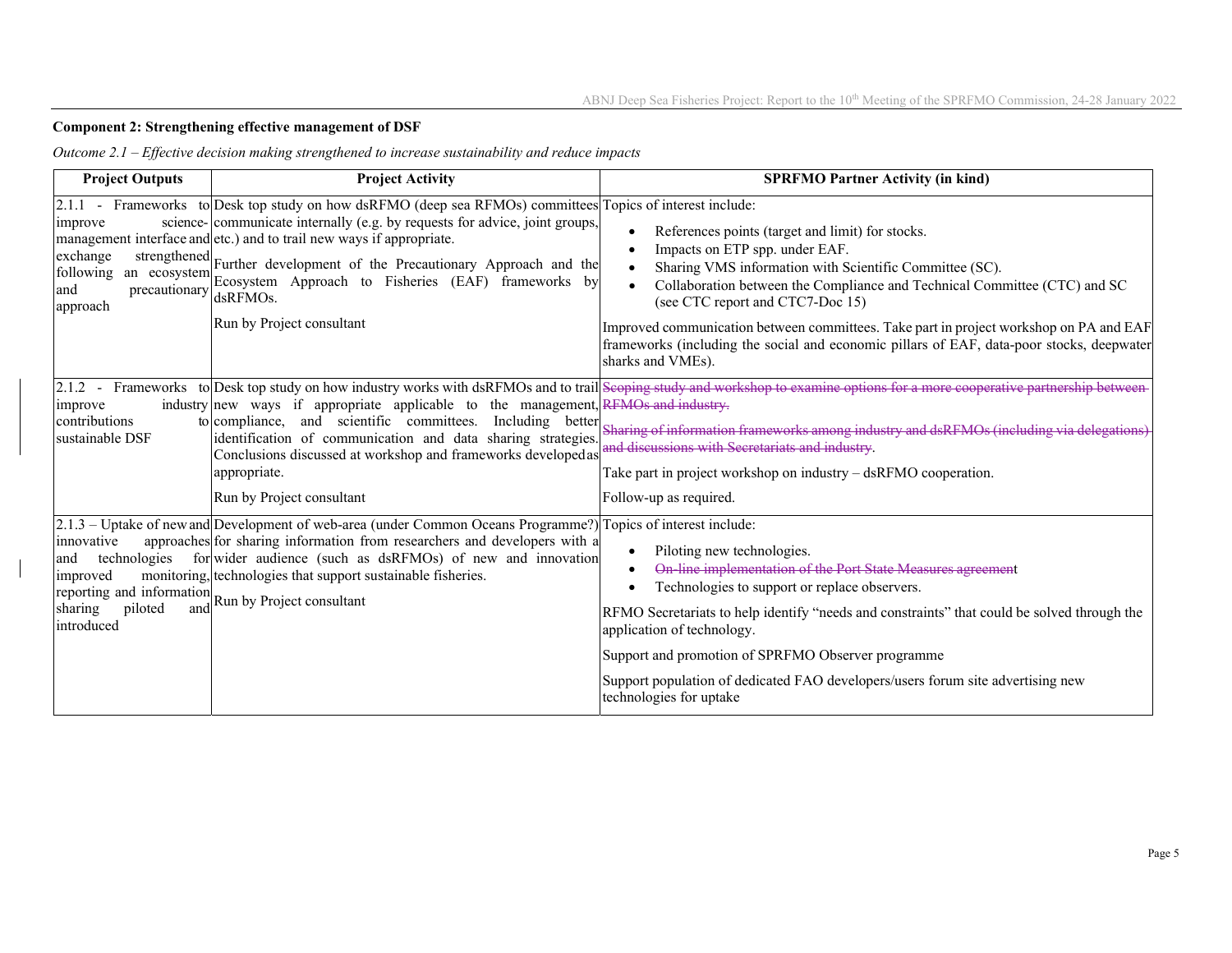**Component 2: Strengthening effective management of DSF**

*Outcome 2.1 – Effective decision making strengthened to increase sustainability and reduce impacts*

| Project Outputs | Project Activity | SPRFMO Partner Activity (in kind) |
|---|---|---|
| 2.1.1 - Frameworks to improve science-management interface and exchange strengthened following an ecosystem and precautionary approach | Desk top study on how dsRFMO (deep sea RFMOs) committees communicate internally (e.g. by requests for advice, joint groups, etc.) and to trail new ways if appropriate.<br><br>Further development of the Precautionary Approach and the Ecosystem Approach to Fisheries (EAF) frameworks by dsRFMOs.<br><br>Run by Project consultant | Topics of interest include:<br>• References points (target and limit) for stocks.<br>• Impacts on ETP spp. under EAF.<br>• Sharing VMS information with Scientific Committee (SC).<br>• Collaboration between the Compliance and Technical Committee (CTC) and SC (see CTC report and CTC7-Doc 15)<br><br>Improved communication between committees. Take part in project workshop on PA and EAF frameworks (including the social and economic pillars of EAF, data-poor stocks, deepwater sharks and VMEs). |
| 2.1.2 - Frameworks to improve industry contributions to sustainable DSF | Desk top study on how industry works with dsRFMOs and to trail new ways if appropriate applicable to the management, compliance, and scientific committees. Including better identification of communication and data sharing strategies. Conclusions discussed at workshop and frameworks developed as appropriate.<br><br>Run by Project consultant | ~~Scoping study and workshop to examine options for a more cooperative partnership between RFMOs and industry.~~<br><br>~~Sharing of information frameworks among industry and dsRFMOs (including via delegations) and discussions with Secretariats and industry~~.<br><br>Take part in project workshop on industry – dsRFMO cooperation.<br><br>Follow-up as required. |
| 2.1.3 – Uptake of new and innovative approaches and technologies for improved monitoring, reporting and information sharing piloted and introduced | Development of web-area (under Common Oceans Programme?) for sharing information from researchers and developers with a wider audience (such as dsRFMOs) of new and innovation technologies that support sustainable fisheries.<br><br>Run by Project consultant | Topics of interest include:<br>• Piloting new technologies.<br>• ~~On-line implementation of the Port State Measures agreemen~~t<br>• Technologies to support or replace observers.<br><br>RFMO Secretariats to help identify "needs and constraints" that could be solved through the application of technology.<br><br>Support and promotion of SPRFMO Observer programme<br><br>Support population of dedicated FAO developers/users forum site advertising new technologies for uptake |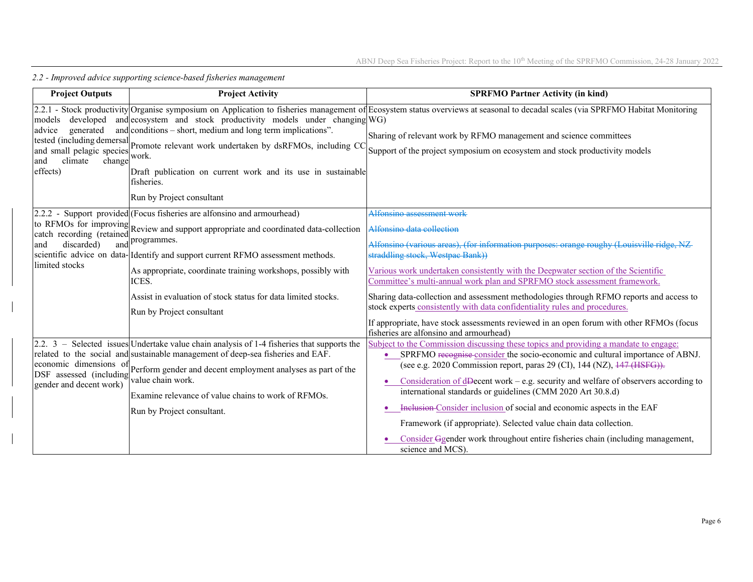*2.2 - Improved advice supporting science-based fisheries management*

| Project Outputs | Project Activity | SPRFMO Partner Activity (in kind) |
|---|---|---|
| 2.2.1 - Stock productivity models developed and advice generated and tested (including demersal and small pelagic species and climate change effects) | Organise symposium on Application to fisheries management of ecosystem and stock productivity models under changing conditions – short, medium and long term implications".<br><br>Promote relevant work undertaken by dsRFMOs, including CC work.<br><br>Draft publication on current work and its use in sustainable fisheries.<br><br>Run by Project consultant | Ecosystem status overviews at seasonal to decadal scales (via SPRFMO Habitat Monitoring WG)<br><br>Sharing of relevant work by RFMO management and science committees<br><br>Support of the project symposium on ecosystem and stock productivity models |
| 2.2.2 - Support provided to RFMOs for improving catch recording (retained and discarded) and scientific advice on data-limited stocks | (Focus fisheries are alfonsino and armourhead)<br><br>Review and support appropriate and coordinated data-collection programmes.<br><br>Identify and support current RFMO assessment methods.<br><br>As appropriate, coordinate training workshops, possibly with ICES.<br><br>Assist in evaluation of stock status for data limited stocks.<br><br>Run by Project consultant | ~~Alfonsino assessment work~~<br><br>~~Alfonsino data collection~~<br><br>~~Alfonsino (various areas), (for information purposes: orange roughy (Louisville ridge, NZ straddling stock, Westpac Bank))~~<br><br>Various work undertaken consistently with the Deepwater section of the Scientific Committee's multi-annual work plan and SPRFMO stock assessment framework.<br><br>Sharing data-collection and assessment methodologies through RFMO reports and access to stock experts consistently with data confidentiality rules and procedures.<br><br>If appropriate, have stock assessments reviewed in an open forum with other RFMOs (focus fisheries are alfonsino and armourhead) |
| 2.2. 3 – Selected issues related to the social and economic dimensions of DSF assessed (including gender and decent work) | Undertake value chain analysis of 1-4 fisheries that supports the sustainable management of deep-sea fisheries and EAF.<br><br>Perform gender and decent employment analyses as part of the value chain work.<br><br>Examine relevance of value chains to work of RFMOs.<br><br>Run by Project consultant. | Subject to the Commission discussing these topics and providing a mandate to engage:<br>• SPRFMO ~~recognise~~ consider the socio-economic and cultural importance of ABNJ. (see e.g. 2020 Commission report, paras 29 (CI), 144 (NZ), ~~147 (HSFG)).~~<br>• Consideration of ~~d~~Decent work – e.g. security and welfare of observers according to international standards or guidelines (CMM 2020 Art 30.8.d)<br>• ~~Inclusion~~ Consider inclusion of social and economic aspects in the EAF Framework (if appropriate). Selected value chain data collection.<br>• Consider ~~G~~gender work throughout entire fisheries chain (including management, science and MCS). |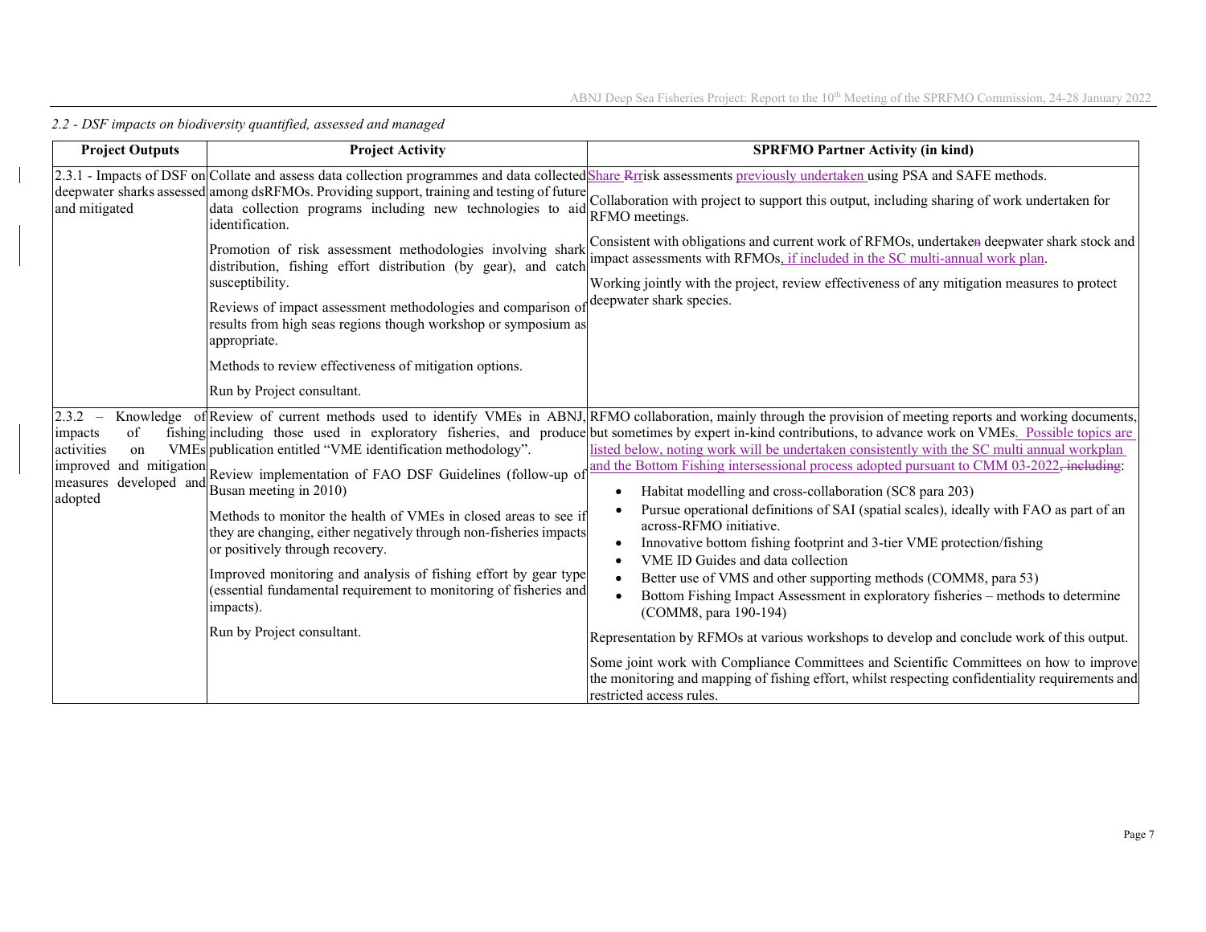*2.2 - DSF impacts on biodiversity quantified, assessed and managed*

| Project Outputs | Project Activity | SPRFMO Partner Activity (in kind) |
|---|---|---|
| 2.3.1 - Impacts of DSF on deepwater sharks assessed and mitigated | Collate and assess data collection programmes and data collected among dsRFMOs. Providing support, training and testing of future data collection programs including new technologies to aid identification.<br><br>Promotion of risk assessment methodologies involving shark distribution, fishing effort distribution (by gear), and catch susceptibility.<br><br>Reviews of impact assessment methodologies and comparison of results from high seas regions though workshop or symposium as appropriate.<br><br>Methods to review effectiveness of mitigation options.<br><br>Run by Project consultant. | Share ~~R~~risk assessments previously undertaken using PSA and SAFE methods.<br><br>Collaboration with project to support this output, including sharing of work undertaken for RFMO meetings.<br><br>Consistent with obligations and current work of RFMOs, undertake~~n~~ deepwater shark stock and impact assessments with RFMOs, if included in the SC multi-annual work plan.<br><br>Working jointly with the project, review effectiveness of any mitigation measures to protect deepwater shark species. |
| 2.3.2 – Knowledge of impacts of fishing activities on VMEs improved and mitigation measures developed and adopted | Review of current methods used to identify VMEs in ABNJ, including those used in exploratory fisheries, and produce publication entitled "VME identification methodology".<br><br>Review implementation of FAO DSF Guidelines (follow-up of Busan meeting in 2010)<br><br>Methods to monitor the health of VMEs in closed areas to see if they are changing, either negatively through non-fisheries impacts or positively through recovery.<br><br>Improved monitoring and analysis of fishing effort by gear type (essential fundamental requirement to monitoring of fisheries and impacts).<br><br>Run by Project consultant. | RFMO collaboration, mainly through the provision of meeting reports and working documents, but sometimes by expert in-kind contributions, to advance work on VMEs. Possible topics are listed below, noting work will be undertaken consistently with the SC multi annual workplan and the Bottom Fishing intersessional process adopted pursuant to CMM 03-2022~~, including~~:<br><br>• Habitat modelling and cross-collaboration (SC8 para 203)<br>• Pursue operational definitions of SAI (spatial scales), ideally with FAO as part of an across-RFMO initiative.<br>• Innovative bottom fishing footprint and 3-tier VME protection/fishing<br>• VME ID Guides and data collection<br>• Better use of VMS and other supporting methods (COMM8, para 53)<br>• Bottom Fishing Impact Assessment in exploratory fisheries – methods to determine (COMM8, para 190-194)<br><br>Representation by RFMOs at various workshops to develop and conclude work of this output.<br><br>Some joint work with Compliance Committees and Scientific Committees on how to improve the monitoring and mapping of fishing effort, whilst respecting confidentiality requirements and restricted access rules. |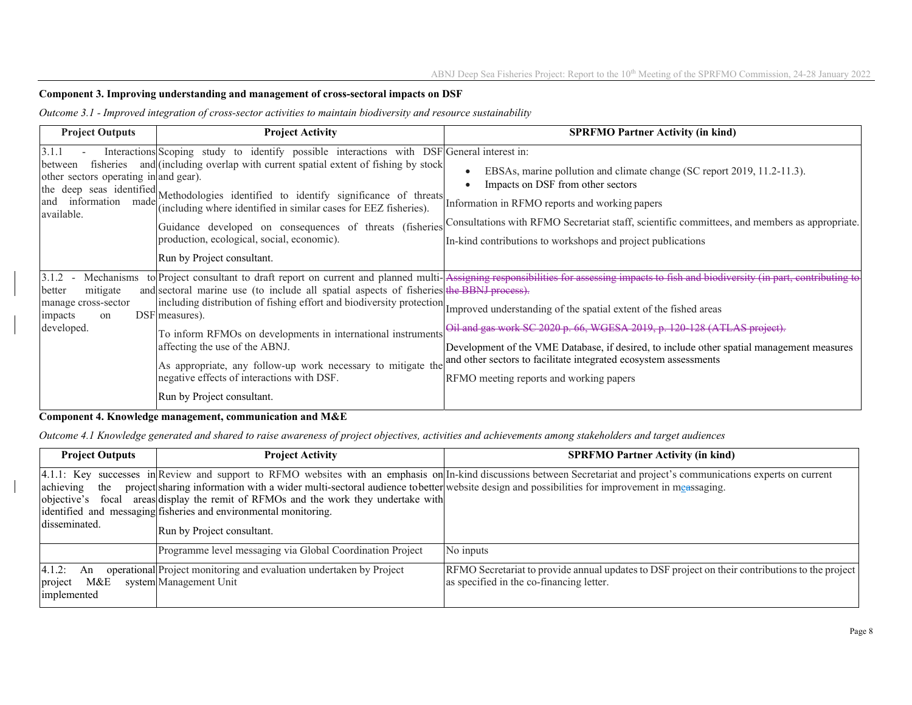**Component 3. Improving understanding and management of cross-sectoral impacts on DSF**

*Outcome 3.1 - Improved integration of cross-sector activities to maintain biodiversity and resource sustainability*

| Project Outputs | Project Activity | SPRFMO Partner Activity (in kind) |
|---|---|---|
| 3.1.1 - Interactions between fisheries and other sectors operating in the deep seas identified and information made available. | Scoping study to identify possible interactions with DSF (including overlap with current spatial extent of fishing by stock and gear).<br><br>Methodologies identified to identify significance of threats (including where identified in similar cases for EEZ fisheries).<br><br>Guidance developed on consequences of threats (fisheries production, ecological, social, economic).<br><br>Run by Project consultant. | General interest in:<br>• EBSAs, marine pollution and climate change (SC report 2019, 11.2-11.3).<br>• Impacts on DSF from other sectors<br><br>Information in RFMO reports and working papers<br><br>Consultations with RFMO Secretariat staff, scientific committees, and members as appropriate.<br><br>In-kind contributions to workshops and project publications |
| 3.1.2 - Mechanisms to better mitigate and manage cross-sector impacts on DSF developed. | Project consultant to draft report on current and planned multi-sectoral marine use (to include all spatial aspects of fisheries including distribution of fishing effort and biodiversity protection measures).<br><br>To inform RFMOs on developments in international instruments affecting the use of the ABNJ.<br><br>As appropriate, any follow-up work necessary to mitigate the negative effects of interactions with DSF.<br><br>Run by Project consultant. | ~~Assigning responsibilities for assessing impacts to fish and biodiversity (in part, contributing to the BBNJ process).~~<br><br>Improved understanding of the spatial extent of the fished areas<br><br>~~Oil and gas work SC 2020 p. 66, WGESA 2019, p. 120-128 (ATLAS project).~~<br><br>Development of the VME Database, if desired, to include other spatial management measures and other sectors to facilitate integrated ecosystem assessments<br><br>RFMO meeting reports and working papers |

**Component 4. Knowledge management, communication and M&E**

*Outcome 4.1 Knowledge generated and shared to raise awareness of project objectives, activities and achievements among stakeholders and target audiences*

| Project Outputs | Project Activity | SPRFMO Partner Activity (in kind) |
|---|---|---|
| 4.1.1: Key successes in achieving the project objective's focal areas identified and messaging disseminated. | Review and support to RFMO websites with an emphasis on sharing information with a wider multi-sectoral audience tobetter display the remit of RFMOs and the work they undertake with fisheries and environmental monitoring.<br><br>Run by Project consultant. | In-kind discussions between Secretariat and project's communications experts on current website design and possibilities for improvement in meassaging. |
| | Programme level messaging via Global Coordination Project | No inputs |
| 4.1.2: An operational project M&E system implemented | Project monitoring and evaluation undertaken by Project Management Unit | RFMO Secretariat to provide annual updates to DSF project on their contributions to the project as specified in the co-financing letter. |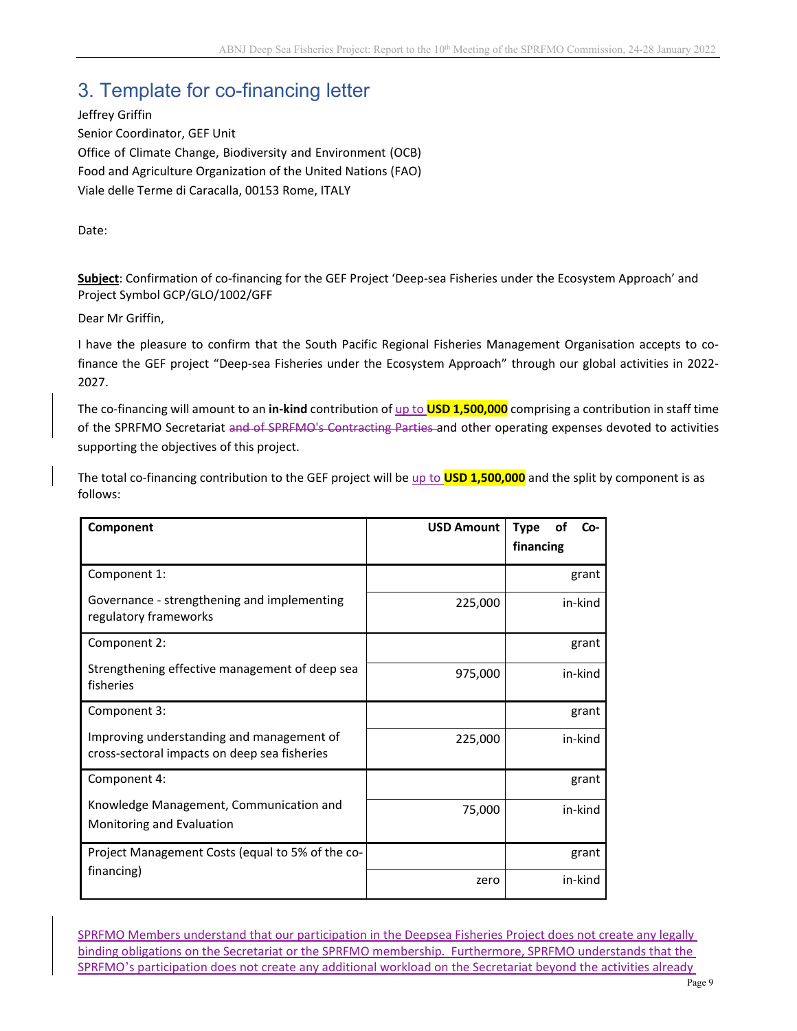## 3. Template for co-financing letter

Jeffrey Griffin
Senior Coordinator, GEF Unit
Office of Climate Change, Biodiversity and Environment (OCB)
Food and Agriculture Organization of the United Nations (FAO)
Viale delle Terme di Caracalla, 00153 Rome, ITALY

Date:

**Subject**: Confirmation of co-financing for the GEF Project 'Deep-sea Fisheries under the Ecosystem Approach' and Project Symbol GCP/GLO/1002/GFF

Dear Mr Griffin,

I have the pleasure to confirm that the South Pacific Regional Fisheries Management Organisation accepts to co-finance the GEF project "Deep-sea Fisheries under the Ecosystem Approach" through our global activities in 2022-2027.

The co-financing will amount to an **in-kind** contribution of up to **USD 1,500,000** comprising a contribution in staff time of the SPRFMO Secretariat ~~and of SPRFMO's Contracting Parties~~ and other operating expenses devoted to activities supporting the objectives of this project.

The total co-financing contribution to the GEF project will be up to **USD 1,500,000** and the split by component is as follows:

| Component | USD Amount | Type of Co-financing |
|---|---|---|
| Component 1: | | grant |
| Governance - strengthening and implementing regulatory frameworks | 225,000 | in-kind |
| Component 2: | | grant |
| Strengthening effective management of deep sea fisheries | 975,000 | in-kind |
| Component 3: | | grant |
| Improving understanding and management of cross-sectoral impacts on deep sea fisheries | 225,000 | in-kind |
| Component 4: | | grant |
| Knowledge Management, Communication and Monitoring and Evaluation | 75,000 | in-kind |
| Project Management Costs (equal to 5% of the co-financing) | | grant |
| | zero | in-kind |

SPRFMO Members understand that our participation in the Deepsea Fisheries Project does not create any legally binding obligations on the Secretariat or the SPRFMO membership. Furthermore, SPRFMO understands that the SPRFMO's participation does not create any additional workload on the Secretariat beyond the activities already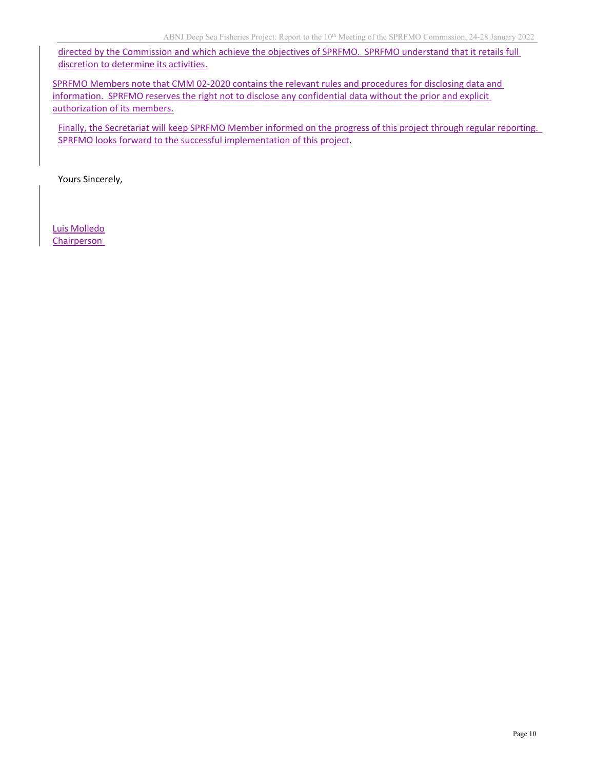directed by the Commission and which achieve the objectives of SPRFMO. SPRFMO understand that it retails full discretion to determine its activities.

SPRFMO Members note that CMM 02-2020 contains the relevant rules and procedures for disclosing data and information. SPRFMO reserves the right not to disclose any confidential data without the prior and explicit authorization of its members.

Finally, the Secretariat will keep SPRFMO Member informed on the progress of this project through regular reporting. SPRFMO looks forward to the successful implementation of this project.

Yours Sincerely,

Luis Molledo
Chairperson